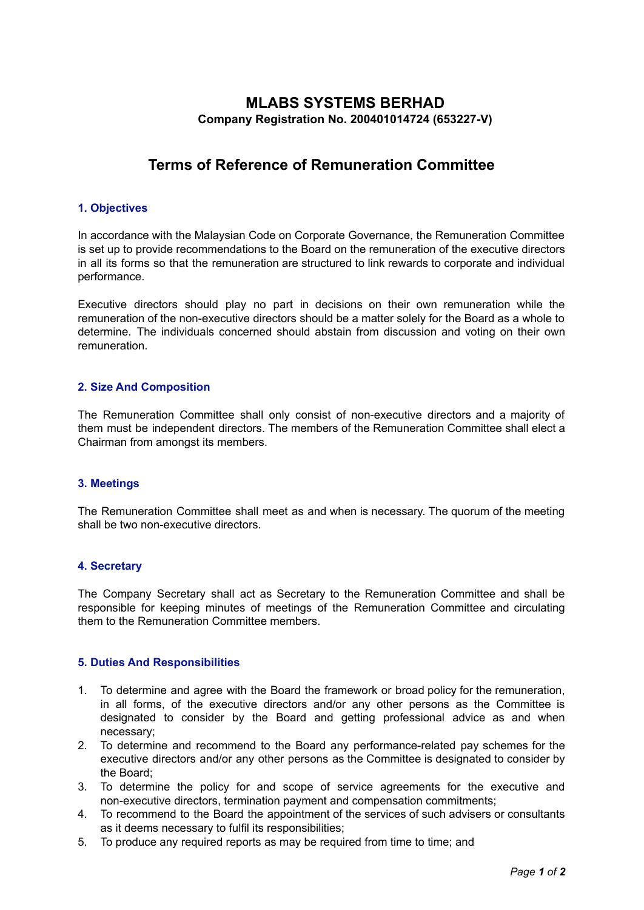# MLABS SYSTEMS BERHAD

**Company Registration No. 200401014724 (653227-V)**

## Terms of Reference of Remuneration Committee

### 1. Objectives

In accordance with the Malaysian Code on Corporate Governance, the Remuneration Committee is set up to provide recommendations to the Board on the remuneration of the executive directors in all its forms so that the remuneration are structured to link rewards to corporate and individual performance.

Executive directors should play no part in decisions on their own remuneration while the remuneration of the non-executive directors should be a matter solely for the Board as a whole to determine. The individuals concerned should abstain from discussion and voting on their own remuneration.

### 2. Size And Composition

The Remuneration Committee shall only consist of non-executive directors and a majority of them must be independent directors. The members of the Remuneration Committee shall elect a Chairman from amongst its members.

### 3. Meetings

The Remuneration Committee shall meet as and when is necessary. The quorum of the meeting shall be two non-executive directors.

### 4. Secretary

The Company Secretary shall act as Secretary to the Remuneration Committee and shall be responsible for keeping minutes of meetings of the Remuneration Committee and circulating them to the Remuneration Committee members.

### 5. Duties And Responsibilities

1. To determine and agree with the Board the framework or broad policy for the remuneration, in all forms, of the executive directors and/or any other persons as the Committee is designated to consider by the Board and getting professional advice as and when necessary;
2. To determine and recommend to the Board any performance-related pay schemes for the executive directors and/or any other persons as the Committee is designated to consider by the Board;
3. To determine the policy for and scope of service agreements for the executive and non-executive directors, termination payment and compensation commitments;
4. To recommend to the Board the appointment of the services of such advisers or consultants as it deems necessary to fulfil its responsibilities;
5. To produce any required reports as may be required from time to time; and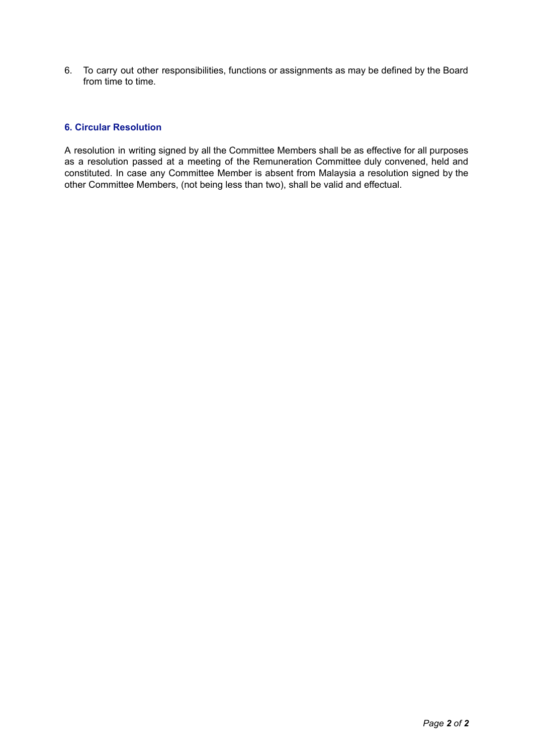6. To carry out other responsibilities, functions or assignments as may be defined by the Board from time to time.

## 6. Circular Resolution

A resolution in writing signed by all the Committee Members shall be as effective for all purposes as a resolution passed at a meeting of the Remuneration Committee duly convened, held and constituted. In case any Committee Member is absent from Malaysia a resolution signed by the other Committee Members, (not being less than two), shall be valid and effectual.